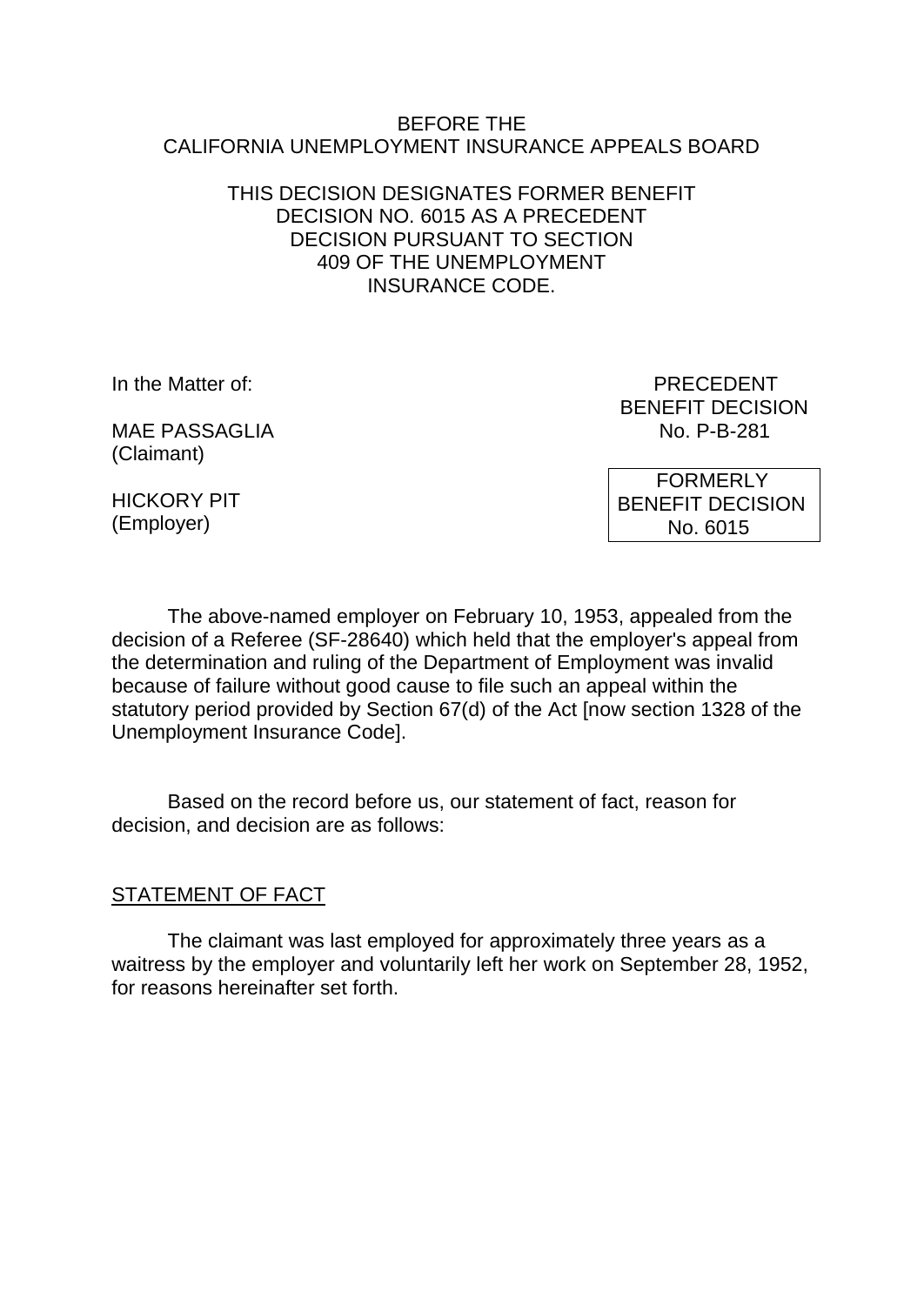BEFORE THE
CALIFORNIA UNEMPLOYMENT INSURANCE APPEALS BOARD

THIS DECISION DESIGNATES FORMER BENEFIT DECISION NO. 6015 AS A PRECEDENT DECISION PURSUANT TO SECTION 409 OF THE UNEMPLOYMENT INSURANCE CODE.

In the Matter of:

MAE PASSAGLIA
(Claimant)

HICKORY PIT
(Employer)

PRECEDENT
BENEFIT DECISION
No. P-B-281

FORMERLY
BENEFIT DECISION
No. 6015

The above-named employer on February 10, 1953, appealed from the decision of a Referee (SF-28640) which held that the employer's appeal from the determination and ruling of the Department of Employment was invalid because of failure without good cause to file such an appeal within the statutory period provided by Section 67(d) of the Act [now section 1328 of the Unemployment Insurance Code].

Based on the record before us, our statement of fact, reason for decision, and decision are as follows:

## STATEMENT OF FACT

The claimant was last employed for approximately three years as a waitress by the employer and voluntarily left her work on September 28, 1952, for reasons hereinafter set forth.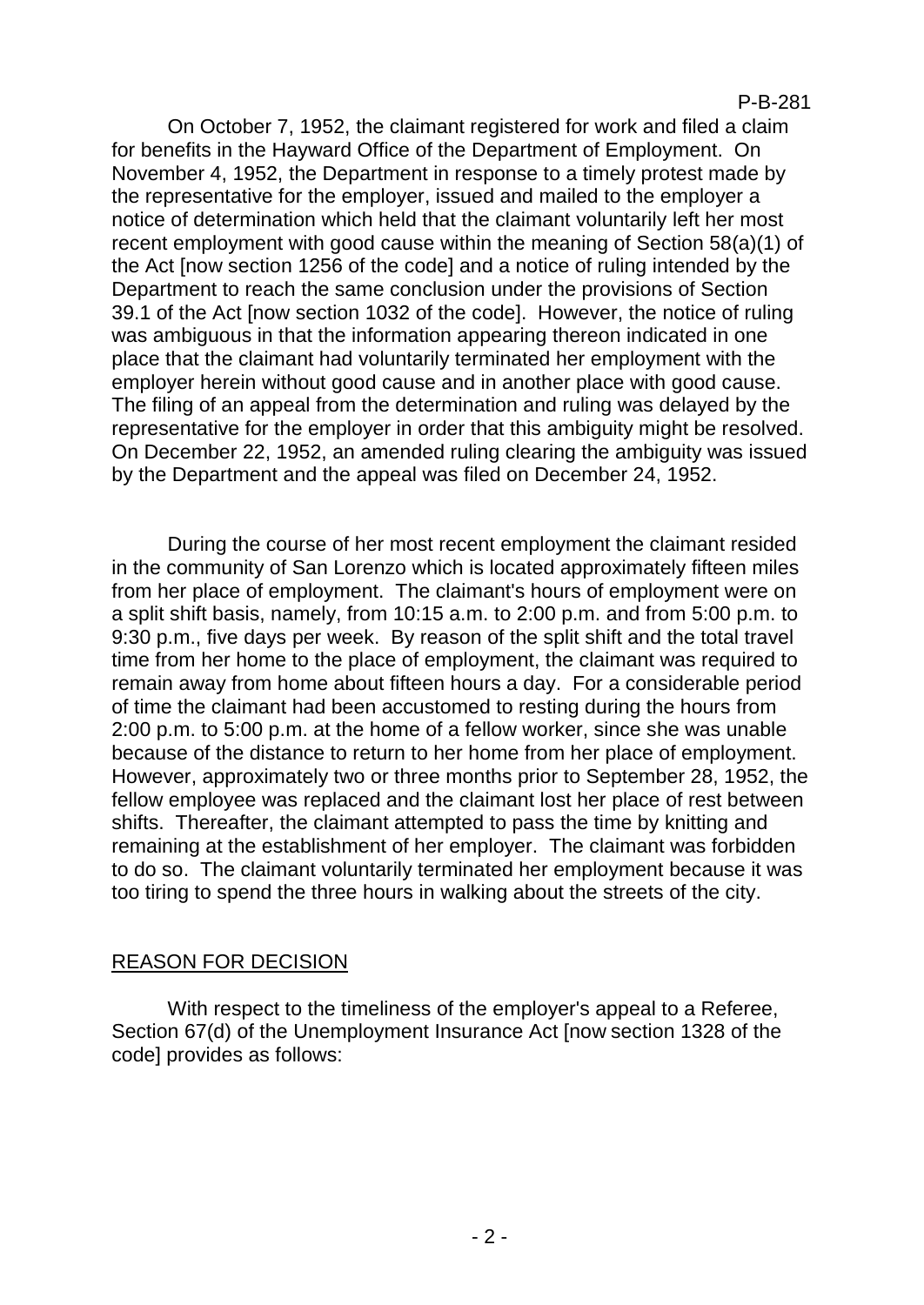On October 7, 1952, the claimant registered for work and filed a claim for benefits in the Hayward Office of the Department of Employment. On November 4, 1952, the Department in response to a timely protest made by the representative for the employer, issued and mailed to the employer a notice of determination which held that the claimant voluntarily left her most recent employment with good cause within the meaning of Section 58(a)(1) of the Act [now section 1256 of the code] and a notice of ruling intended by the Department to reach the same conclusion under the provisions of Section 39.1 of the Act [now section 1032 of the code]. However, the notice of ruling was ambiguous in that the information appearing thereon indicated in one place that the claimant had voluntarily terminated her employment with the employer herein without good cause and in another place with good cause. The filing of an appeal from the determination and ruling was delayed by the representative for the employer in order that this ambiguity might be resolved. On December 22, 1952, an amended ruling clearing the ambiguity was issued by the Department and the appeal was filed on December 24, 1952.

During the course of her most recent employment the claimant resided in the community of San Lorenzo which is located approximately fifteen miles from her place of employment. The claimant's hours of employment were on a split shift basis, namely, from 10:15 a.m. to 2:00 p.m. and from 5:00 p.m. to 9:30 p.m., five days per week. By reason of the split shift and the total travel time from her home to the place of employment, the claimant was required to remain away from home about fifteen hours a day. For a considerable period of time the claimant had been accustomed to resting during the hours from 2:00 p.m. to 5:00 p.m. at the home of a fellow worker, since she was unable because of the distance to return to her home from her place of employment. However, approximately two or three months prior to September 28, 1952, the fellow employee was replaced and the claimant lost her place of rest between shifts. Thereafter, the claimant attempted to pass the time by knitting and remaining at the establishment of her employer. The claimant was forbidden to do so. The claimant voluntarily terminated her employment because it was too tiring to spend the three hours in walking about the streets of the city.

## REASON FOR DECISION

With respect to the timeliness of the employer's appeal to a Referee, Section 67(d) of the Unemployment Insurance Act [now section 1328 of the code] provides as follows: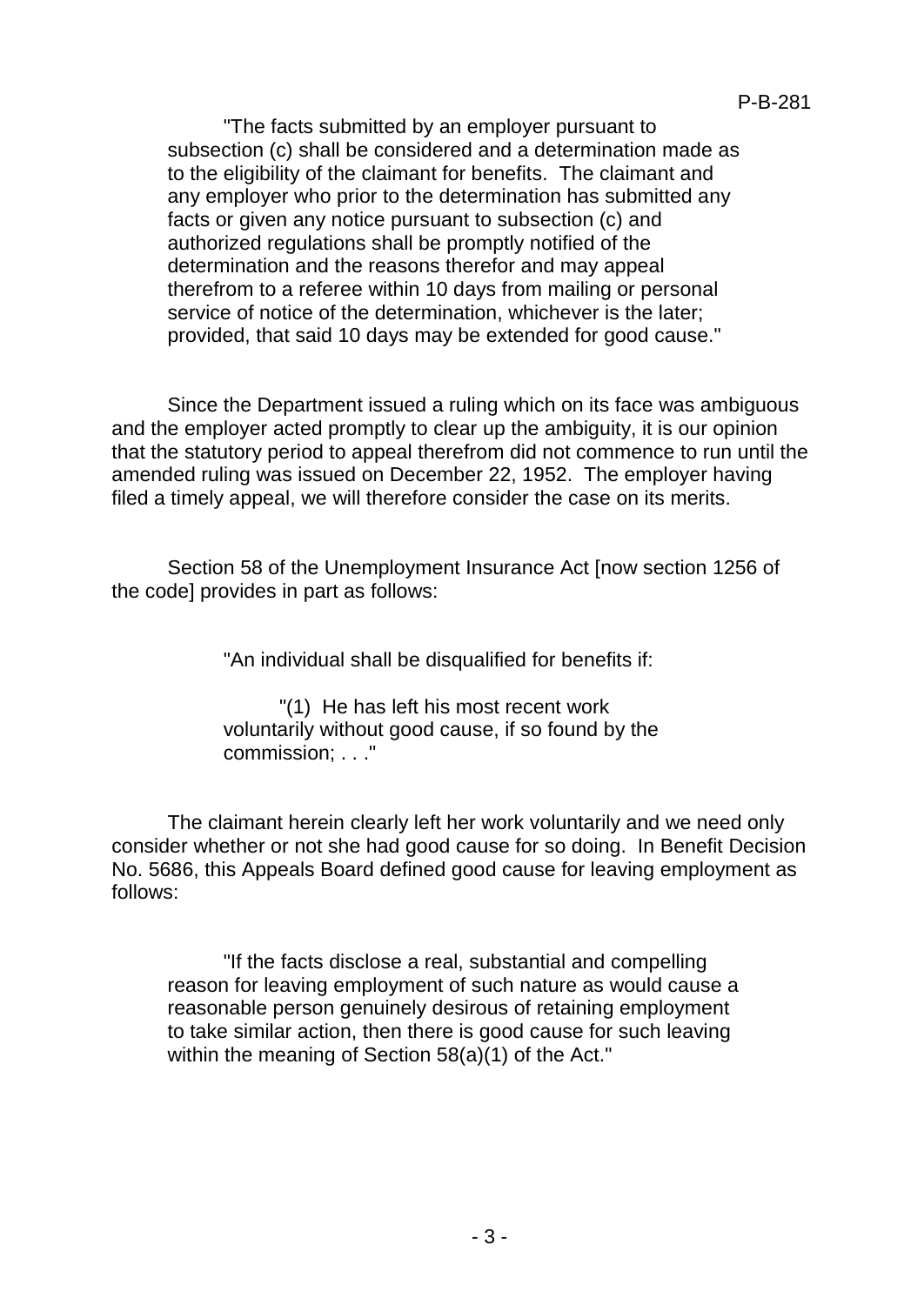"The facts submitted by an employer pursuant to subsection (c) shall be considered and a determination made as to the eligibility of the claimant for benefits. The claimant and any employer who prior to the determination has submitted any facts or given any notice pursuant to subsection (c) and authorized regulations shall be promptly notified of the determination and the reasons therefor and may appeal therefrom to a referee within 10 days from mailing or personal service of notice of the determination, whichever is the later; provided, that said 10 days may be extended for good cause."

Since the Department issued a ruling which on its face was ambiguous and the employer acted promptly to clear up the ambiguity, it is our opinion that the statutory period to appeal therefrom did not commence to run until the amended ruling was issued on December 22, 1952. The employer having filed a timely appeal, we will therefore consider the case on its merits.

Section 58 of the Unemployment Insurance Act [now section 1256 of the code] provides in part as follows:

> "An individual shall be disqualified for benefits if:
>
> "(1) He has left his most recent work voluntarily without good cause, if so found by the commission; . . ."

The claimant herein clearly left her work voluntarily and we need only consider whether or not she had good cause for so doing. In Benefit Decision No. 5686, this Appeals Board defined good cause for leaving employment as follows:

> "If the facts disclose a real, substantial and compelling reason for leaving employment of such nature as would cause a reasonable person genuinely desirous of retaining employment to take similar action, then there is good cause for such leaving within the meaning of Section 58(a)(1) of the Act."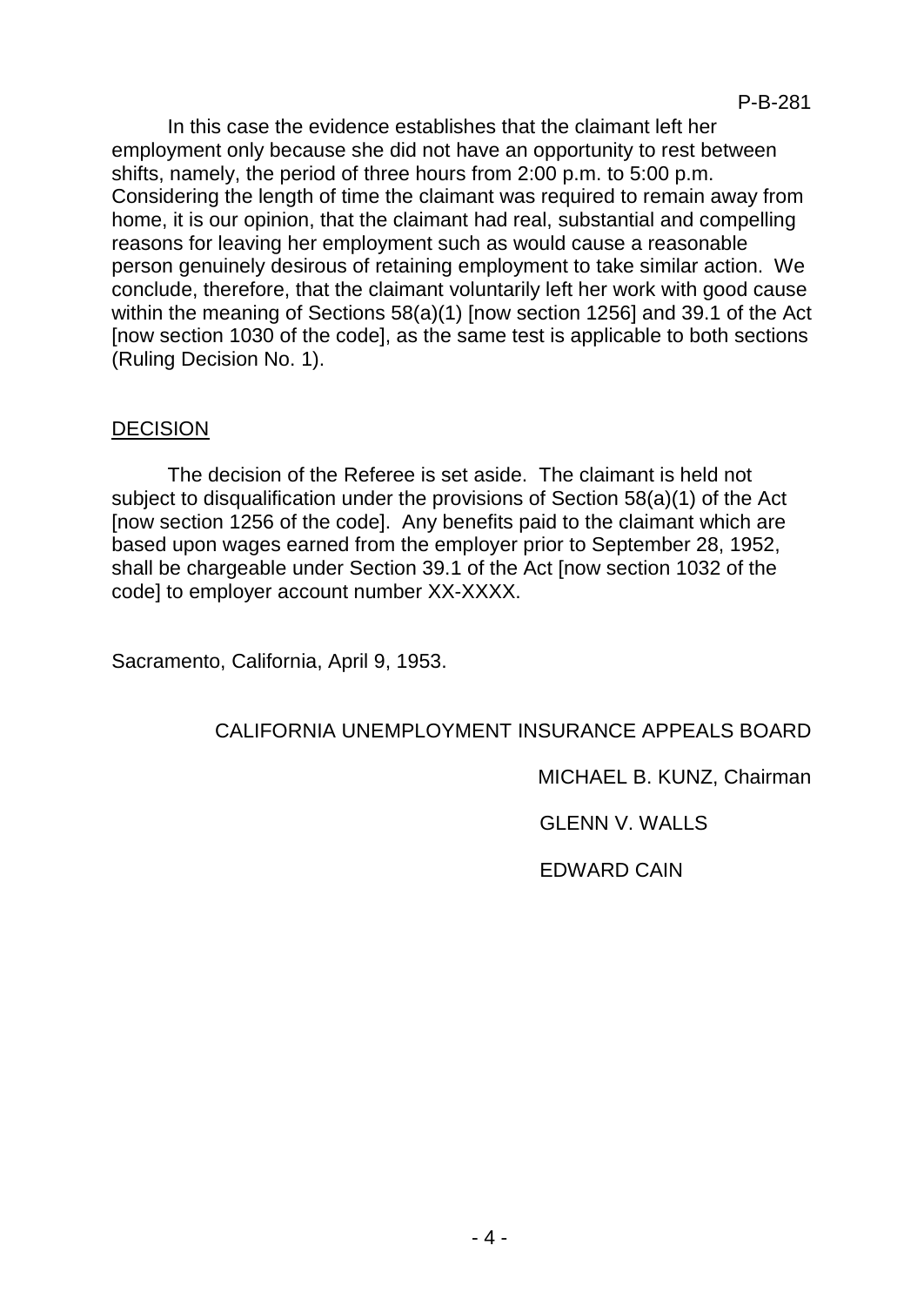In this case the evidence establishes that the claimant left her employment only because she did not have an opportunity to rest between shifts, namely, the period of three hours from 2:00 p.m. to 5:00 p.m. Considering the length of time the claimant was required to remain away from home, it is our opinion, that the claimant had real, substantial and compelling reasons for leaving her employment such as would cause a reasonable person genuinely desirous of retaining employment to take similar action. We conclude, therefore, that the claimant voluntarily left her work with good cause within the meaning of Sections 58(a)(1) [now section 1256] and 39.1 of the Act [now section 1030 of the code], as the same test is applicable to both sections (Ruling Decision No. 1).

## DECISION

The decision of the Referee is set aside. The claimant is held not subject to disqualification under the provisions of Section 58(a)(1) of the Act [now section 1256 of the code]. Any benefits paid to the claimant which are based upon wages earned from the employer prior to September 28, 1952, shall be chargeable under Section 39.1 of the Act [now section 1032 of the code] to employer account number XX-XXXX.

Sacramento, California, April 9, 1953.

CALIFORNIA UNEMPLOYMENT INSURANCE APPEALS BOARD

MICHAEL B. KUNZ, Chairman

GLENN V. WALLS

EDWARD CAIN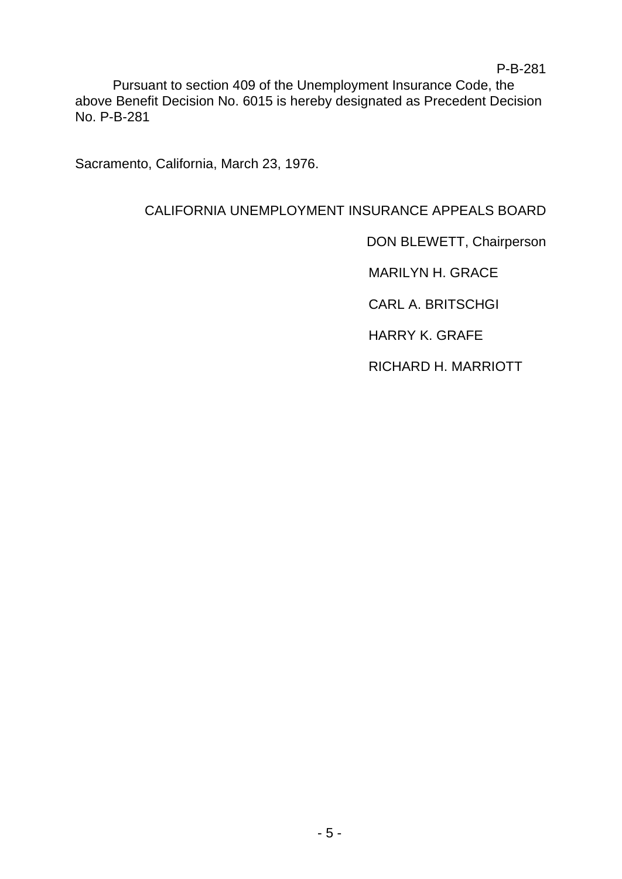Pursuant to section 409 of the Unemployment Insurance Code, the above Benefit Decision No. 6015 is hereby designated as Precedent Decision No. P-B-281

Sacramento, California, March 23, 1976.

CALIFORNIA UNEMPLOYMENT INSURANCE APPEALS BOARD

DON BLEWETT, Chairperson

MARILYN H. GRACE

CARL A. BRITSCHGI

HARRY K. GRAFE

RICHARD H. MARRIOTT